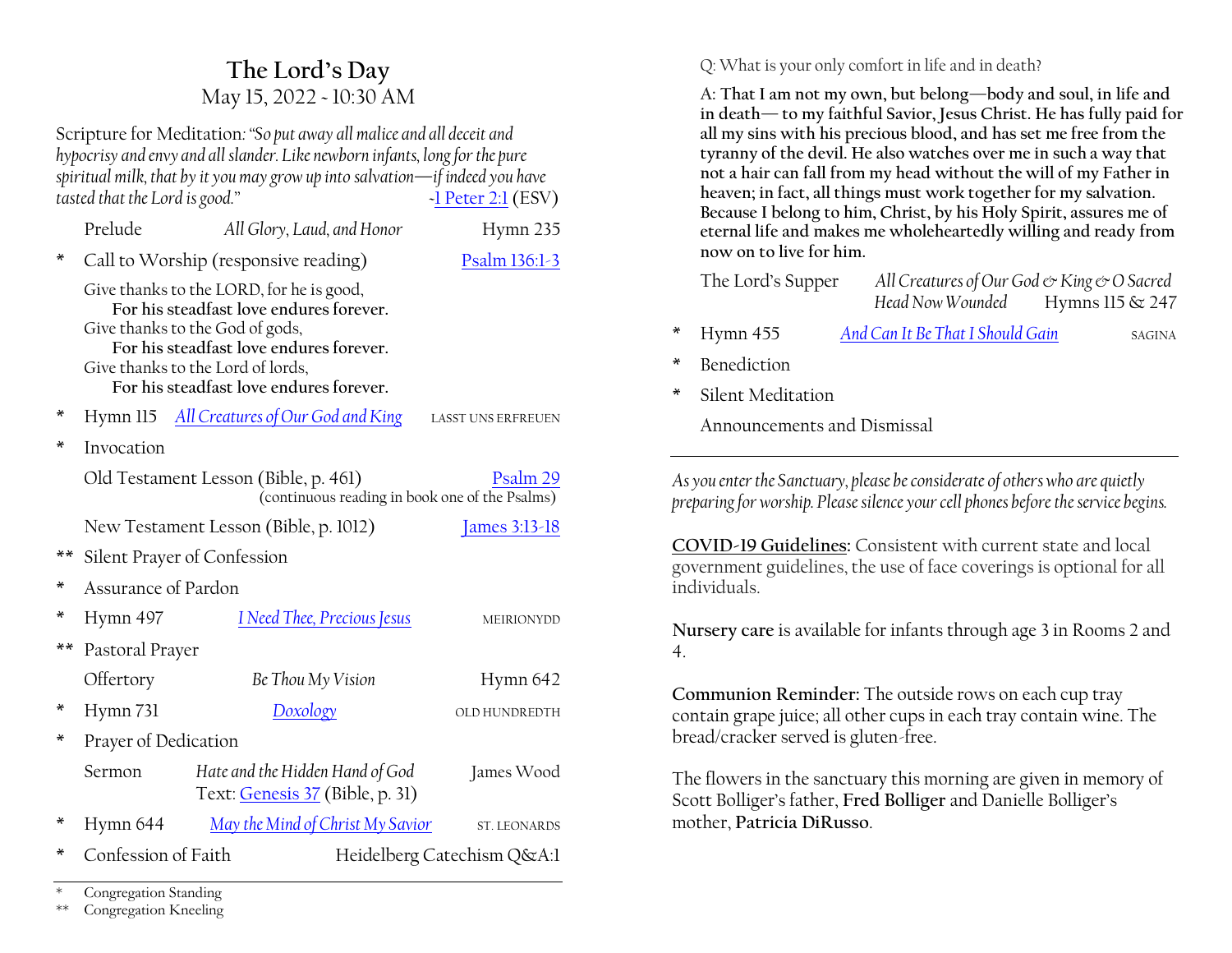# The Lord's Day

May 15, 2022 ~ 10:30 AM

Scripture for Meditation: *"So put away all malice and all deceit and hypocrisy and envy and all slander. Like newborn infants, long for the pure spiritual milk, that by it you may grow up into salvation—if indeed you have tasted that the Lord is good."* ~1 Peter 2:1 (ESV)

| | | | |
|---|---|---|---|
| | Prelude | *All Glory, Laud, and Honor* | Hymn 235 |
| * | Call to Worship (responsive reading) | | Psalm 136:1-3 |

Give thanks to the LORD, for he is good,
**For his steadfast love endures forever.**
Give thanks to the God of gods,
**For his steadfast love endures forever.**
Give thanks to the Lord of lords,
**For his steadfast love endures forever.**

| | | | |
|---|---|---|---|
| * | Hymn 115 | *All Creatures of Our God and King* | LASST UNS ERFREUEN |
| * | Invocation | | |
| | Old Testament Lesson (Bible, p. 461) (continuous reading in book one of the Psalms) | | Psalm 29 |
| | New Testament Lesson (Bible, p. 1012) | | James 3:13-18 |
| ** | Silent Prayer of Confession | | |
| * | Assurance of Pardon | | |
| * | Hymn 497 | *I Need Thee, Precious Jesus* | MEIRIONYDD |
| ** | Pastoral Prayer | | |
| | Offertory | *Be Thou My Vision* | Hymn 642 |
| * | Hymn 731 | *Doxology* | OLD HUNDREDTH |
| * | Prayer of Dedication | | |
| | Sermon | *Hate and the Hidden Hand of God* Text: Genesis 37 (Bible, p. 31) | James Wood |
| * | Hymn 644 | *May the Mind of Christ My Savior* | ST. LEONARDS |
| * | Confession of Faith | | Heidelberg Catechism Q&A:1 |

Q: What is your only comfort in life and in death?

**A: That I am not my own, but belong—body and soul, in life and in death— to my faithful Savior, Jesus Christ. He has fully paid for all my sins with his precious blood, and has set me free from the tyranny of the devil. He also watches over me in such a way that not a hair can fall from my head without the will of my Father in heaven; in fact, all things must work together for my salvation. Because I belong to him, Christ, by his Holy Spirit, assures me of eternal life and makes me wholeheartedly willing and ready from now on to live for him.**

| | | | |
|---|---|---|---|
| | The Lord's Supper | *All Creatures of Our God & King & O Sacred Head Now Wounded* | Hymns 115 & 247 |
| * | Hymn 455 | *And Can It Be That I Should Gain* | SAGINA |
| * | Benediction | | |
| * | Silent Meditation | | |
| | Announcements and Dismissal | | |

\* Congregation Standing
\*\* Congregation Kneeling

---

*As you enter the Sanctuary, please be considerate of others who are quietly preparing for worship. Please silence your cell phones before the service begins.*

**COVID-19 Guidelines:** Consistent with current state and local government guidelines, the use of face coverings is optional for all individuals.

**Nursery care** is available for infants through age 3 in Rooms 2 and 4.

**Communion Reminder:** The outside rows on each cup tray contain grape juice; all other cups in each tray contain wine. The bread/cracker served is gluten-free.

The flowers in the sanctuary this morning are given in memory of Scott Bolliger's father, **Fred Bolliger** and Danielle Bolliger's mother, **Patricia DiRusso**.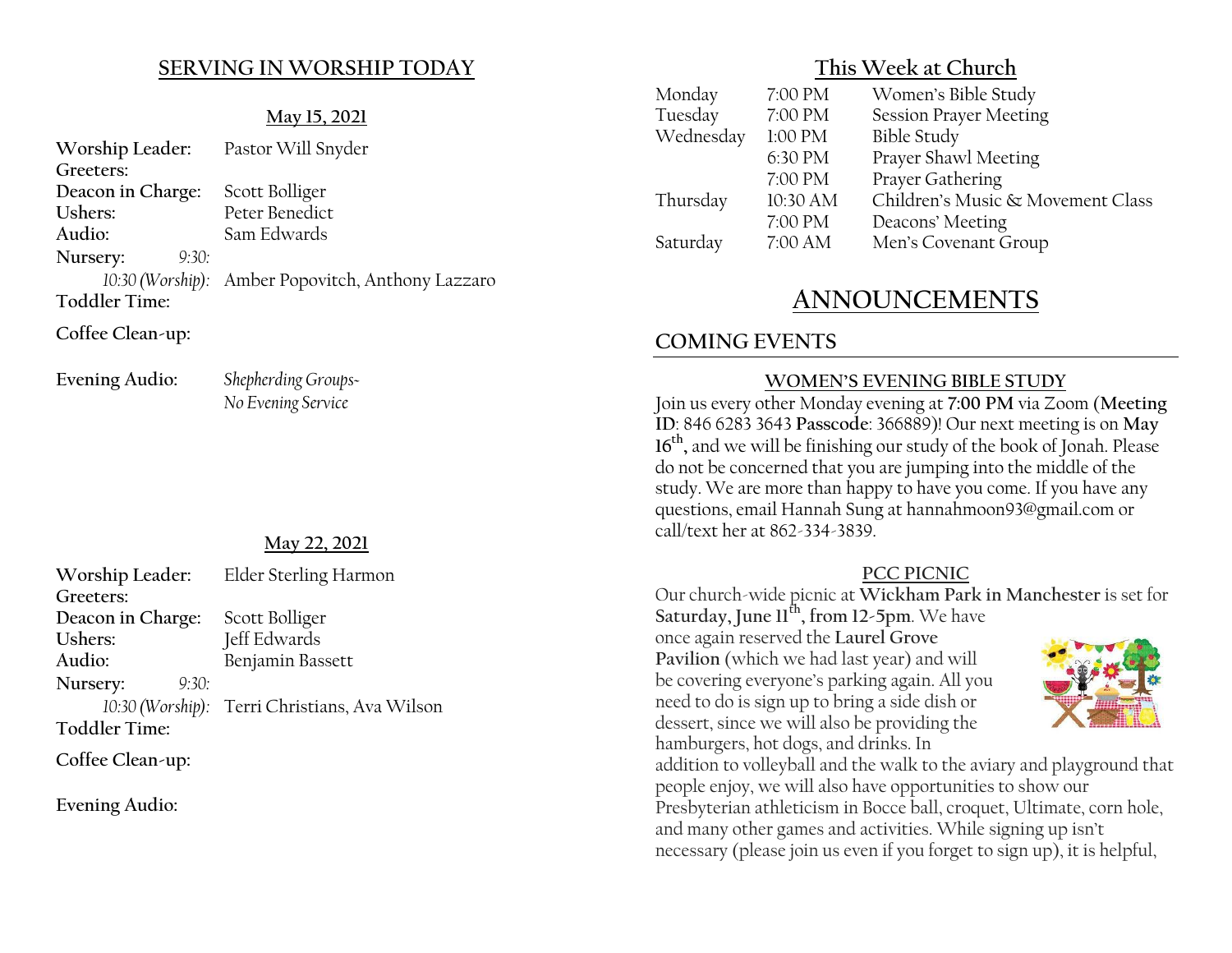## SERVING IN WORSHIP TODAY

### May 15, 2021

**Worship Leader:** Pastor Will Snyder
**Greeters:**
**Deacon in Charge:** Scott Bolliger
**Ushers:** Peter Benedict
**Audio:** Sam Edwards
**Nursery:** *9:30:*
*10:30 (Worship):* Amber Popovitch, Anthony Lazzaro
**Toddler Time:**

**Coffee Clean-up:**

**Evening Audio:** *Shepherding Groups- No Evening Service*

### May 22, 2021

**Worship Leader:** Elder Sterling Harmon
**Greeters:**
**Deacon in Charge:** Scott Bolliger
**Ushers:** Jeff Edwards
**Audio:** Benjamin Bassett
**Nursery:** *9:30:*
*10:30 (Worship):* Terri Christians, Ava Wilson
**Toddler Time:**

**Coffee Clean-up:**

**Evening Audio:**

## This Week at Church

| | | |
|---|---|---|
| Monday | 7:00 PM | Women's Bible Study |
| Tuesday | 7:00 PM | Session Prayer Meeting |
| Wednesday | 1:00 PM | Bible Study |
| | 6:30 PM | Prayer Shawl Meeting |
| | 7:00 PM | Prayer Gathering |
| Thursday | 10:30 AM | Children's Music & Movement Class |
| | 7:00 PM | Deacons' Meeting |
| Saturday | 7:00 AM | Men's Covenant Group |

# ANNOUNCEMENTS

## COMING EVENTS

### WOMEN'S EVENING BIBLE STUDY

Join us every other Monday evening at **7:00 PM** via Zoom (**Meeting ID**: 846 6283 3643 **Passcode**: 366889)! Our next meeting is on **May 16th**, and we will be finishing our study of the book of Jonah. Please do not be concerned that you are jumping into the middle of the study. We are more than happy to have you come. If you have any questions, email Hannah Sung at hannahmoon93@gmail.com or call/text her at 862-334-3839.

### PCC PICNIC

Our church-wide picnic at **Wickham Park in Manchester** is set for **Saturday, June 11th, from 12-5pm**. We have once again reserved the **Laurel Grove Pavilion** (which we had last year) and will be covering everyone's parking again. All you need to do is sign up to bring a side dish or dessert, since we will also be providing the hamburgers, hot dogs, and drinks. In addition to volleyball and the walk to the aviary and playground that people enjoy, we will also have opportunities to show our Presbyterian athleticism in Bocce ball, croquet, Ultimate, corn hole, and many other games and activities. While signing up isn't necessary (please join us even if you forget to sign up), it is helpful,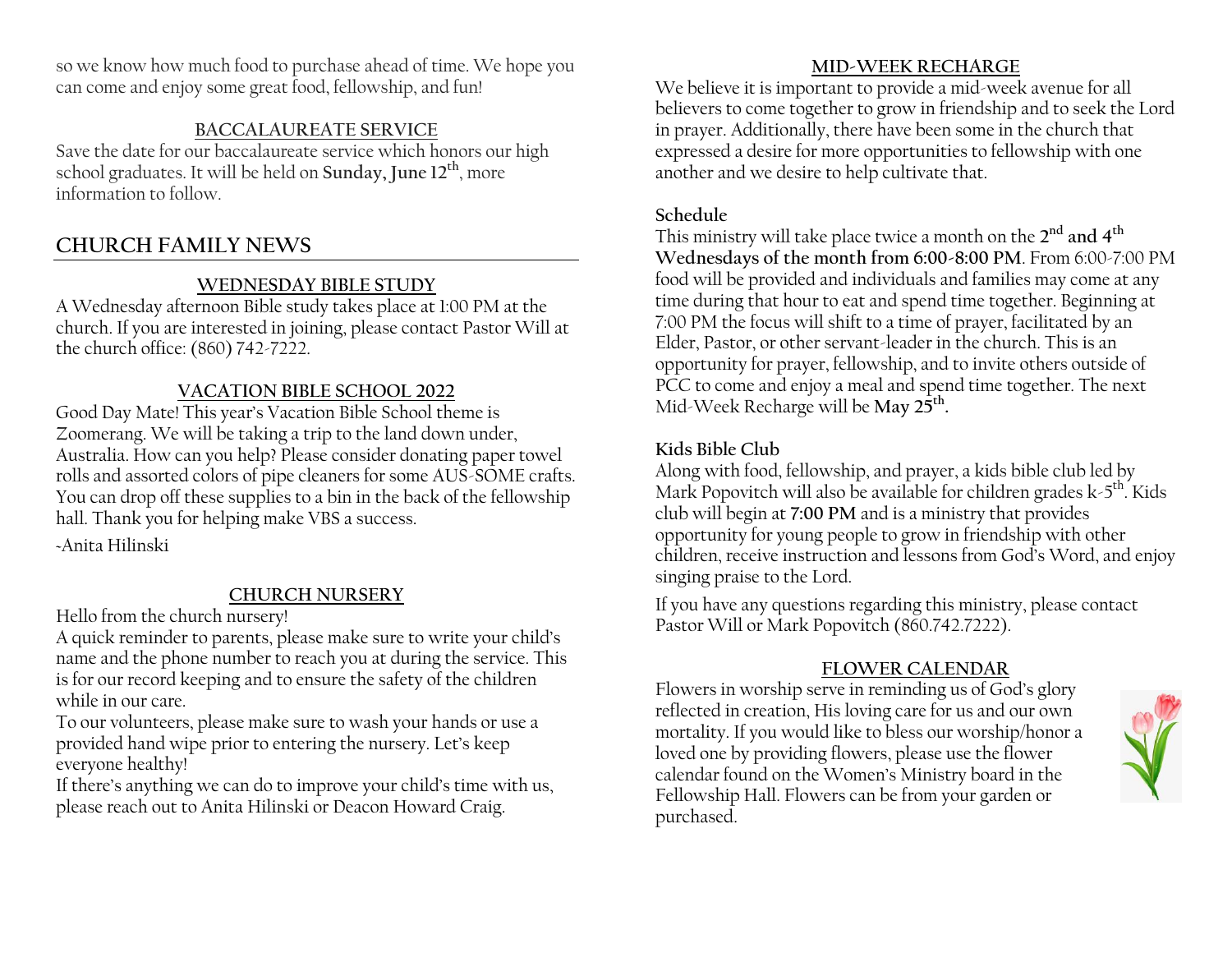so we know how much food to purchase ahead of time. We hope you can come and enjoy some great food, fellowship, and fun!

### BACCALAUREATE SERVICE

Save the date for our baccalaureate service which honors our high school graduates. It will be held on **Sunday, June 12th**, more information to follow.

## CHURCH FAMILY NEWS

### WEDNESDAY BIBLE STUDY

A Wednesday afternoon Bible study takes place at 1:00 PM at the church. If you are interested in joining, please contact Pastor Will at the church office: (860) 742-7222.

### VACATION BIBLE SCHOOL 2022

Good Day Mate! This year's Vacation Bible School theme is Zoomerang. We will be taking a trip to the land down under, Australia. How can you help? Please consider donating paper towel rolls and assorted colors of pipe cleaners for some AUS-SOME crafts. You can drop off these supplies to a bin in the back of the fellowship hall. Thank you for helping make VBS a success.

-Anita Hilinski

### CHURCH NURSERY

Hello from the church nursery!

A quick reminder to parents, please make sure to write your child's name and the phone number to reach you at during the service. This is for our record keeping and to ensure the safety of the children while in our care.

To our volunteers, please make sure to wash your hands or use a provided hand wipe prior to entering the nursery. Let's keep everyone healthy!

If there's anything we can do to improve your child's time with us, please reach out to Anita Hilinski or Deacon Howard Craig.

### MID-WEEK RECHARGE

We believe it is important to provide a mid-week avenue for all believers to come together to grow in friendship and to seek the Lord in prayer. Additionally, there have been some in the church that expressed a desire for more opportunities to fellowship with one another and we desire to help cultivate that.

**Schedule**

This ministry will take place twice a month on the **2nd and 4th Wednesdays of the month from 6:00-8:00 PM**. From 6:00-7:00 PM food will be provided and individuals and families may come at any time during that hour to eat and spend time together. Beginning at 7:00 PM the focus will shift to a time of prayer, facilitated by an Elder, Pastor, or other servant-leader in the church. This is an opportunity for prayer, fellowship, and to invite others outside of PCC to come and enjoy a meal and spend time together. The next Mid-Week Recharge will be **May 25th.**

**Kids Bible Club**

Along with food, fellowship, and prayer, a kids bible club led by Mark Popovitch will also be available for children grades k-5th. Kids club will begin at **7:00 PM** and is a ministry that provides opportunity for young people to grow in friendship with other children, receive instruction and lessons from God's Word, and enjoy singing praise to the Lord.

If you have any questions regarding this ministry, please contact Pastor Will or Mark Popovitch (860.742.7222).

### FLOWER CALENDAR

Flowers in worship serve in reminding us of God's glory reflected in creation, His loving care for us and our own mortality. If you would like to bless our worship/honor a loved one by providing flowers, please use the flower calendar found on the Women's Ministry board in the Fellowship Hall. Flowers can be from your garden or purchased.